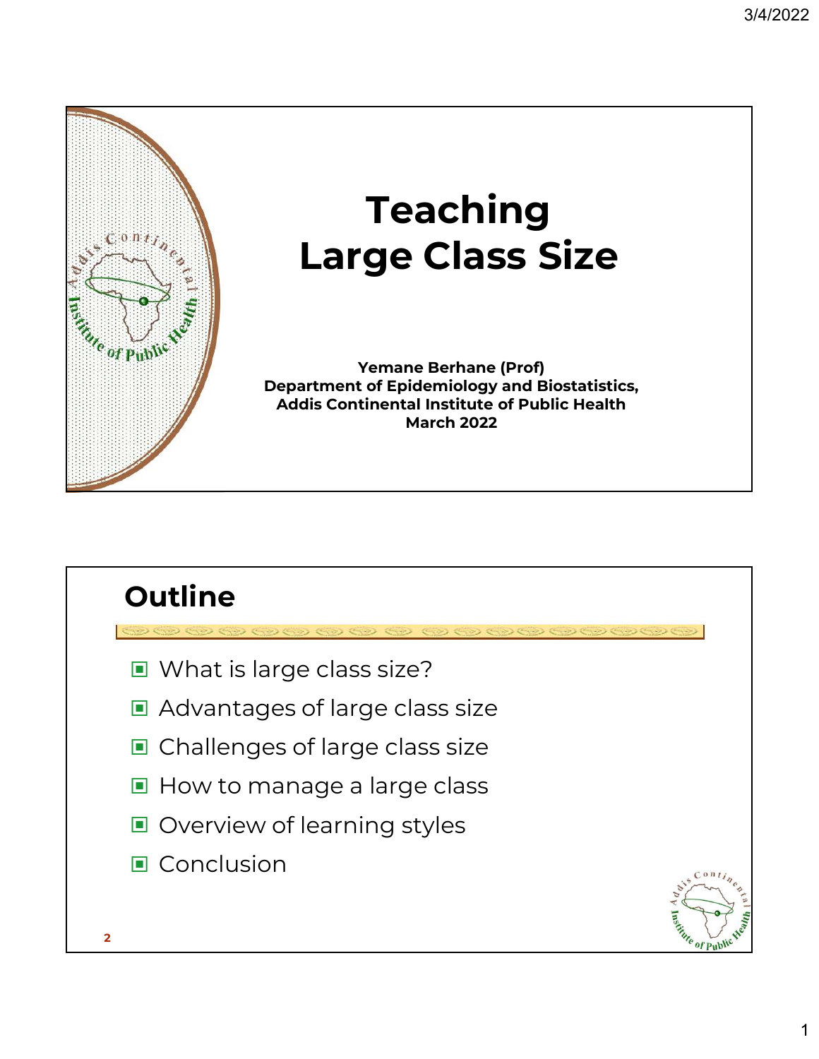# Teaching Large Class Size

**Yemane Berhane (Prof)**
**Department of Epidemiology and Biostatistics,**
**Addis Continental Institute of Public Health**
**March 2022**

## Outline

- What is large class size?
- Advantages of large class size
- Challenges of large class size
- How to manage a large class
- Overview of learning styles
- Conclusion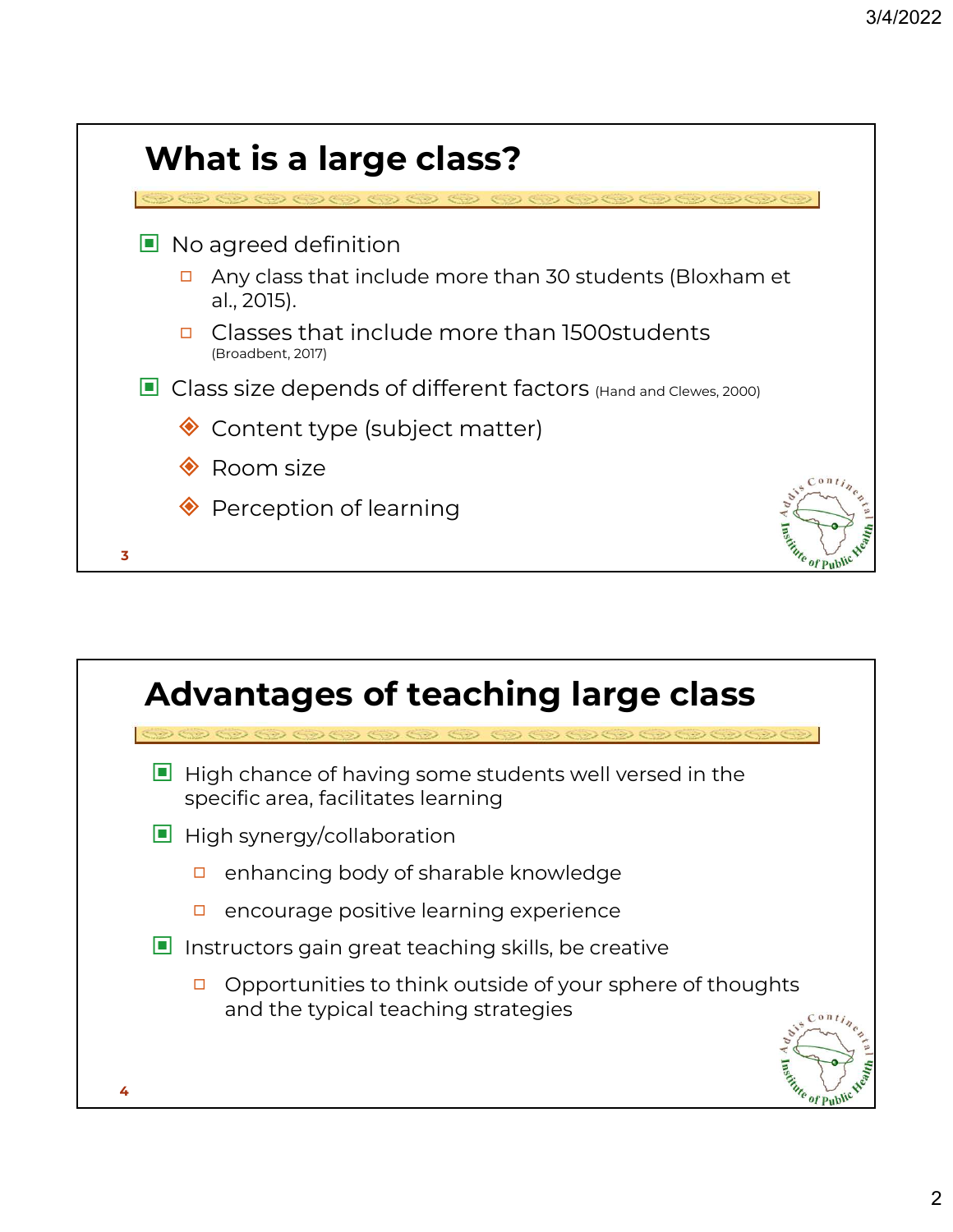## What is a large class?

- No agreed definition
  - Any class that include more than 30 students (Bloxham et al., 2015).
  - Classes that include more than 1500students (Broadbent, 2017)
- Class size depends of different factors (Hand and Clewes, 2000)
  - Content type (subject matter)
  - Room size
  - Perception of learning

## Advantages of teaching large class

- High chance of having some students well versed in the specific area, facilitates learning
- High synergy/collaboration
  - enhancing body of sharable knowledge
  - encourage positive learning experience
- Instructors gain great teaching skills, be creative
  - Opportunities to think outside of your sphere of thoughts and the typical teaching strategies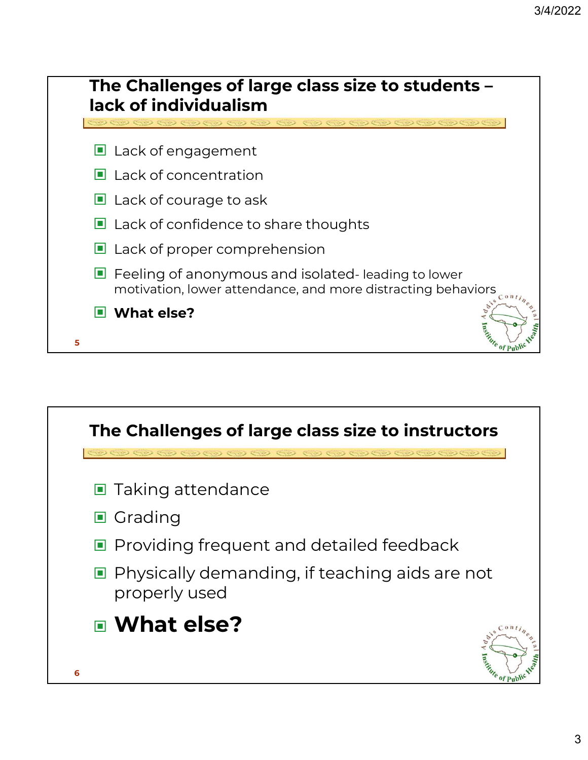## The Challenges of large class size to students – lack of individualism

- Lack of engagement
- Lack of concentration
- Lack of courage to ask
- Lack of confidence to share thoughts
- Lack of proper comprehension
- Feeling of anonymous and isolated- leading to lower motivation, lower attendance, and more distracting behaviors
- **What else?**

## The Challenges of large class size to instructors

- Taking attendance
- Grading
- Providing frequent and detailed feedback
- Physically demanding, if teaching aids are not properly used
- **What else?**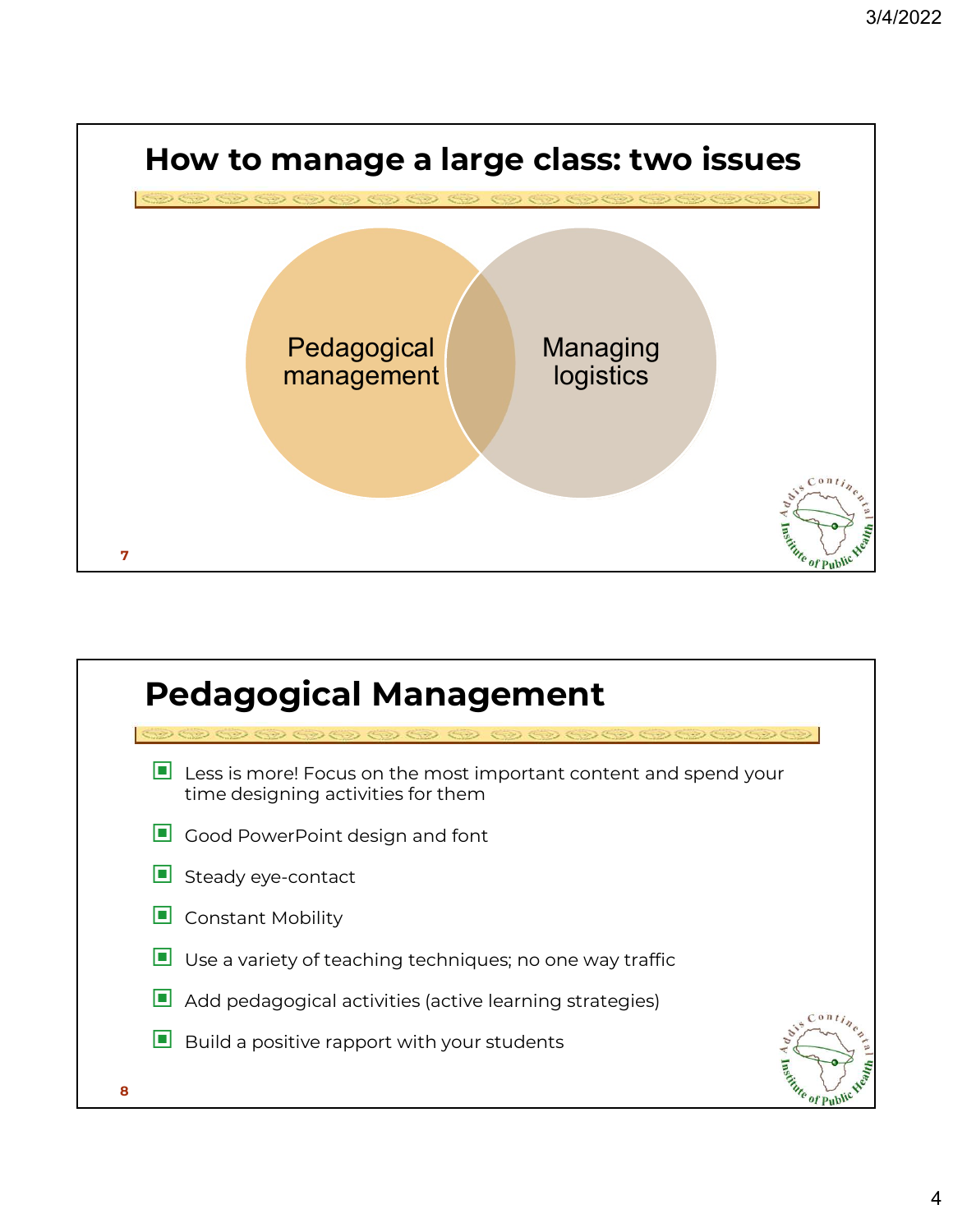## How to manage a large class: two issues

Pedagogical management

Managing logistics

## Pedagogical Management

- Less is more! Focus on the most important content and spend your time designing activities for them
- Good PowerPoint design and font
- Steady eye-contact
- Constant Mobility
- Use a variety of teaching techniques; no one way traffic
- Add pedagogical activities (active learning strategies)
- Build a positive rapport with your students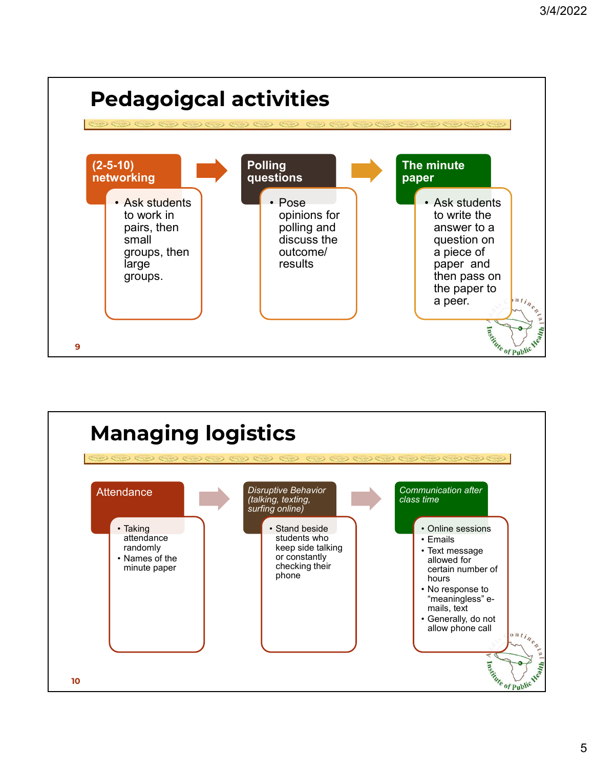## Pedagoigcal activities

**(2-5-10) networking**

- Ask students to work in pairs, then small groups, then large groups.

**Polling questions**

- Pose opinions for polling and discuss the outcome/ results

**The minute paper**

- Ask students to write the answer to a question on a piece of paper and then pass on the paper to a peer.

## Managing logistics

**Attendance**

- Taking attendance randomly
- Names of the minute paper

*Disruptive Behavior (talking, texting, surfing online)*

- Stand beside students who keep side talking or constantly checking their phone

*Communication after class time*

- Online sessions
- Emails
- Text message allowed for certain number of hours
- No response to "meaningless" e-mails, text
- Generally, do not allow phone call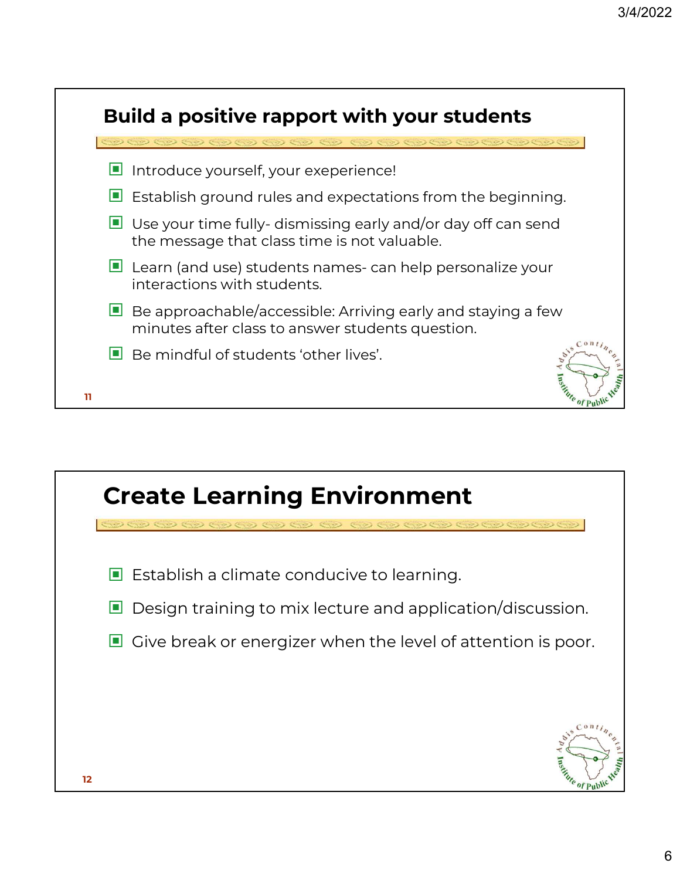## Build a positive rapport with your students

- Introduce yourself, your exeperience!
- Establish ground rules and expectations from the beginning.
- Use your time fully- dismissing early and/or day off can send the message that class time is not valuable.
- Learn (and use) students names- can help personalize your interactions with students.
- Be approachable/accessible: Arriving early and staying a few minutes after class to answer students question.
- Be mindful of students 'other lives'.

## Create Learning Environment

- Establish a climate conducive to learning.
- Design training to mix lecture and application/discussion.
- Give break or energizer when the level of attention is poor.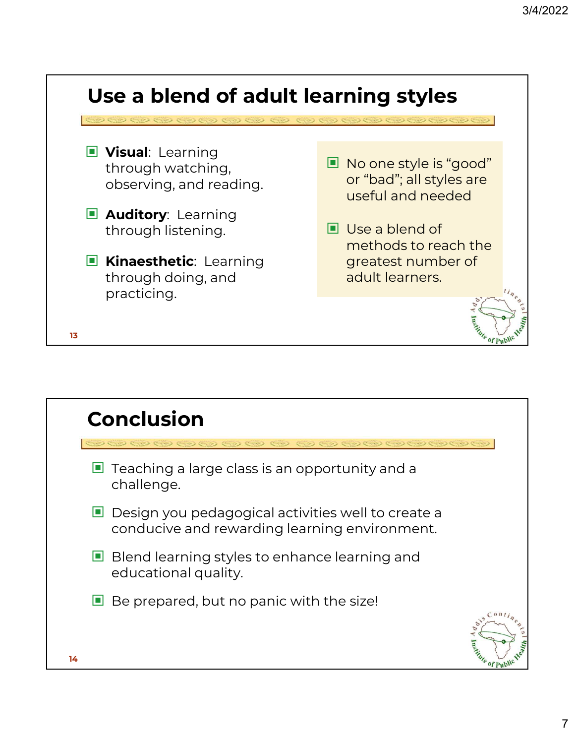## Use a blend of adult learning styles

- **Visual**: Learning through watching, observing, and reading.
- **Auditory**: Learning through listening.
- **Kinaesthetic**: Learning through doing, and practicing.

- No one style is "good" or "bad"; all styles are useful and needed
- Use a blend of methods to reach the greatest number of adult learners.

## Conclusion

- Teaching a large class is an opportunity and a challenge.
- Design you pedagogical activities well to create a conducive and rewarding learning environment.
- Blend learning styles to enhance learning and educational quality.
- Be prepared, but no panic with the size!